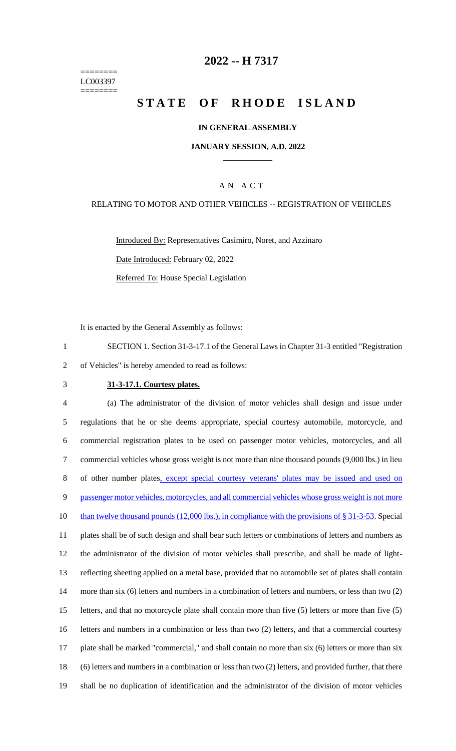# 2022 -- H 7317

========
LC003397
========

# STATE OF RHODE ISLAND

## IN GENERAL ASSEMBLY

### JANUARY SESSION, A.D. 2022

## A N A C T

RELATING TO MOTOR AND OTHER VEHICLES -- REGISTRATION OF VEHICLES

Introduced By: Representatives Casimiro, Noret, and Azzinaro

Date Introduced: February 02, 2022

Referred To: House Special Legislation

It is enacted by the General Assembly as follows:

1 SECTION 1. Section 31-3-17.1 of the General Laws in Chapter 31-3 entitled "Registration
2 of Vehicles" is hereby amended to read as follows:

3 **31-3-17.1. Courtesy plates.**

4 (a) The administrator of the division of motor vehicles shall design and issue under
5 regulations that he or she deems appropriate, special courtesy automobile, motorcycle, and
6 commercial registration plates to be used on passenger motor vehicles, motorcycles, and all
7 commercial vehicles whose gross weight is not more than nine thousand pounds (9,000 lbs.) in lieu
8 of other number plates, except special courtesy veterans' plates may be issued and used on
9 passenger motor vehicles, motorcycles, and all commercial vehicles whose gross weight is not more
10 than twelve thousand pounds (12,000 lbs.), in compliance with the provisions of § 31-3-53. Special
11 plates shall be of such design and shall bear such letters or combinations of letters and numbers as
12 the administrator of the division of motor vehicles shall prescribe, and shall be made of light-
13 reflecting sheeting applied on a metal base, provided that no automobile set of plates shall contain
14 more than six (6) letters and numbers in a combination of letters and numbers, or less than two (2)
15 letters, and that no motorcycle plate shall contain more than five (5) letters or more than five (5)
16 letters and numbers in a combination or less than two (2) letters, and that a commercial courtesy
17 plate shall be marked "commercial," and shall contain no more than six (6) letters or more than six
18 (6) letters and numbers in a combination or less than two (2) letters, and provided further, that there
19 shall be no duplication of identification and the administrator of the division of motor vehicles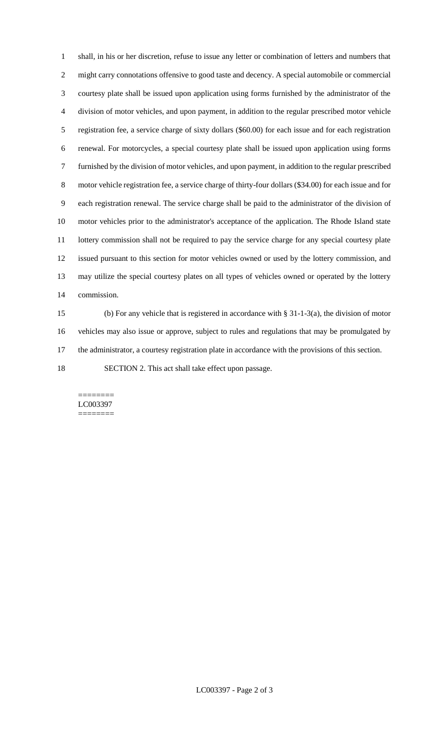shall, in his or her discretion, refuse to issue any letter or combination of letters and numbers that might carry connotations offensive to good taste and decency. A special automobile or commercial courtesy plate shall be issued upon application using forms furnished by the administrator of the division of motor vehicles, and upon payment, in addition to the regular prescribed motor vehicle registration fee, a service charge of sixty dollars ($60.00) for each issue and for each registration renewal. For motorcycles, a special courtesy plate shall be issued upon application using forms furnished by the division of motor vehicles, and upon payment, in addition to the regular prescribed motor vehicle registration fee, a service charge of thirty-four dollars ($34.00) for each issue and for each registration renewal. The service charge shall be paid to the administrator of the division of motor vehicles prior to the administrator's acceptance of the application. The Rhode Island state lottery commission shall not be required to pay the service charge for any special courtesy plate issued pursuant to this section for motor vehicles owned or used by the lottery commission, and may utilize the special courtesy plates on all types of vehicles owned or operated by the lottery commission.

(b) For any vehicle that is registered in accordance with § 31-1-3(a), the division of motor vehicles may also issue or approve, subject to rules and regulations that may be promulgated by the administrator, a courtesy registration plate in accordance with the provisions of this section.

SECTION 2. This act shall take effect upon passage.

========
LC003397
========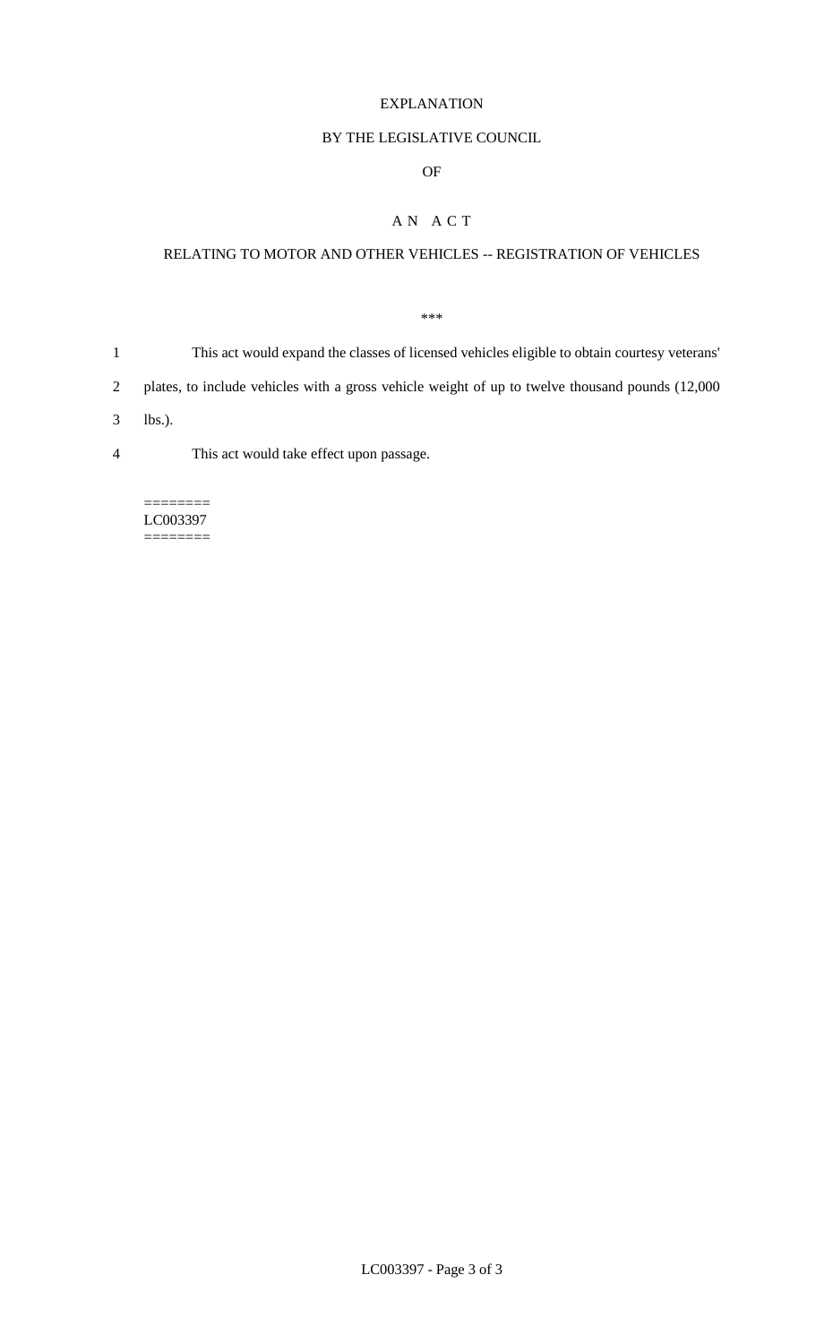EXPLANATION

BY THE LEGISLATIVE COUNCIL

OF

A N A C T

RELATING TO MOTOR AND OTHER VEHICLES -- REGISTRATION OF VEHICLES

\*\*\*

1 This act would expand the classes of licensed vehicles eligible to obtain courtesy veterans'
2 plates, to include vehicles with a gross vehicle weight of up to twelve thousand pounds (12,000
3 lbs.).

4 This act would take effect upon passage.

========
LC003397
========